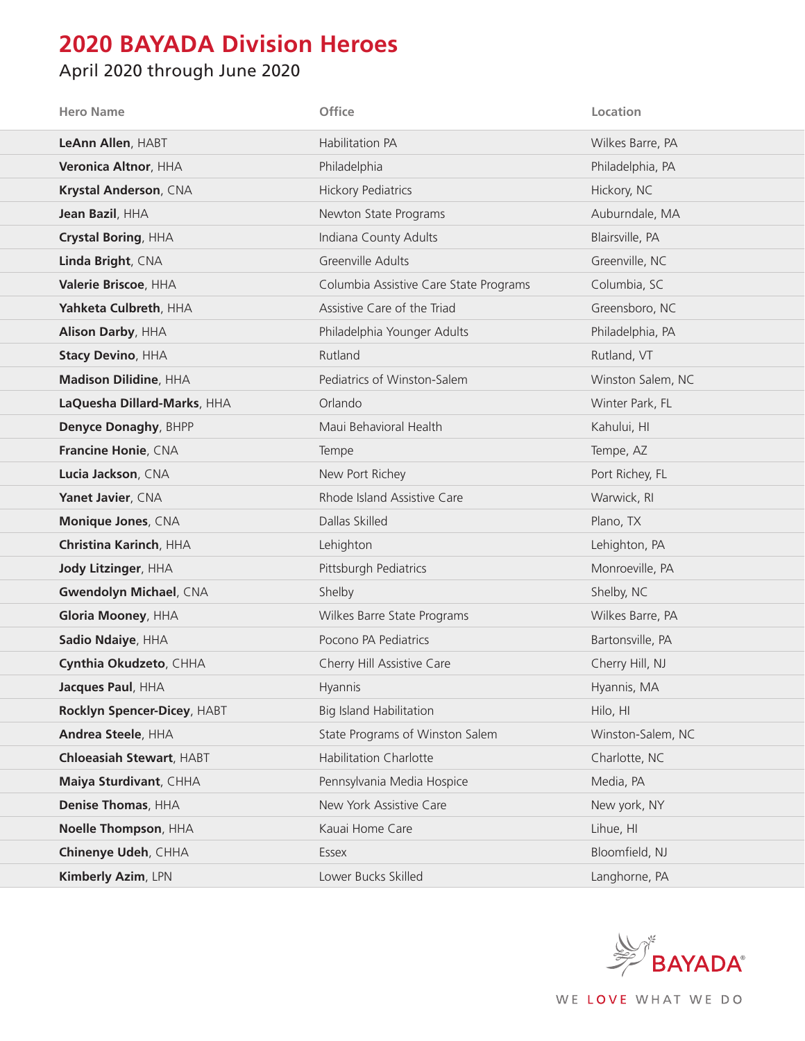# 2020 BAYADA Division Heroes

## April 2020 through June 2020

| Hero Name | Office | Location |
|---|---|---|
| **LeAnn Allen**, HABT | Habilitation PA | Wilkes Barre, PA |
| **Veronica Altnor**, HHA | Philadelphia | Philadelphia, PA |
| **Krystal Anderson**, CNA | Hickory Pediatrics | Hickory, NC |
| **Jean Bazil**, HHA | Newton State Programs | Auburndale, MA |
| **Crystal Boring**, HHA | Indiana County Adults | Blairsville, PA |
| **Linda Bright**, CNA | Greenville Adults | Greenville, NC |
| **Valerie Briscoe**, HHA | Columbia Assistive Care State Programs | Columbia, SC |
| **Yahketa Culbreth**, HHA | Assistive Care of the Triad | Greensboro, NC |
| **Alison Darby**, HHA | Philadelphia Younger Adults | Philadelphia, PA |
| **Stacy Devino**, HHA | Rutland | Rutland, VT |
| **Madison Dilidine**, HHA | Pediatrics of Winston-Salem | Winston Salem, NC |
| **LaQuesha Dillard-Marks**, HHA | Orlando | Winter Park, FL |
| **Denyce Donaghy**, BHPP | Maui Behavioral Health | Kahului, HI |
| **Francine Honie**, CNA | Tempe | Tempe, AZ |
| **Lucia Jackson**, CNA | New Port Richey | Port Richey, FL |
| **Yanet Javier**, CNA | Rhode Island Assistive Care | Warwick, RI |
| **Monique Jones**, CNA | Dallas Skilled | Plano, TX |
| **Christina Karinch**, HHA | Lehighton | Lehighton, PA |
| **Jody Litzinger**, HHA | Pittsburgh Pediatrics | Monroeville, PA |
| **Gwendolyn Michael**, CNA | Shelby | Shelby, NC |
| **Gloria Mooney**, HHA | Wilkes Barre State Programs | Wilkes Barre, PA |
| **Sadio Ndaiye**, HHA | Pocono PA Pediatrics | Bartonsville, PA |
| **Cynthia Okudzeto**, CHHA | Cherry Hill Assistive Care | Cherry Hill, NJ |
| **Jacques Paul**, HHA | Hyannis | Hyannis, MA |
| **Rocklyn Spencer-Dicey**, HABT | Big Island Habilitation | Hilo, HI |
| **Andrea Steele**, HHA | State Programs of Winston Salem | Winston-Salem, NC |
| **Chloeasiah Stewart**, HABT | Habilitation Charlotte | Charlotte, NC |
| **Maiya Sturdivant**, CHHA | Pennsylvania Media Hospice | Media, PA |
| **Denise Thomas**, HHA | New York Assistive Care | New york, NY |
| **Noelle Thompson**, HHA | Kauai Home Care | Lihue, HI |
| **Chinenye Udeh**, CHHA | Essex | Bloomfield, NJ |
| **Kimberly Azim**, LPN | Lower Bucks Skilled | Langhorne, PA |

BAYADA®

WE LOVE WHAT WE DO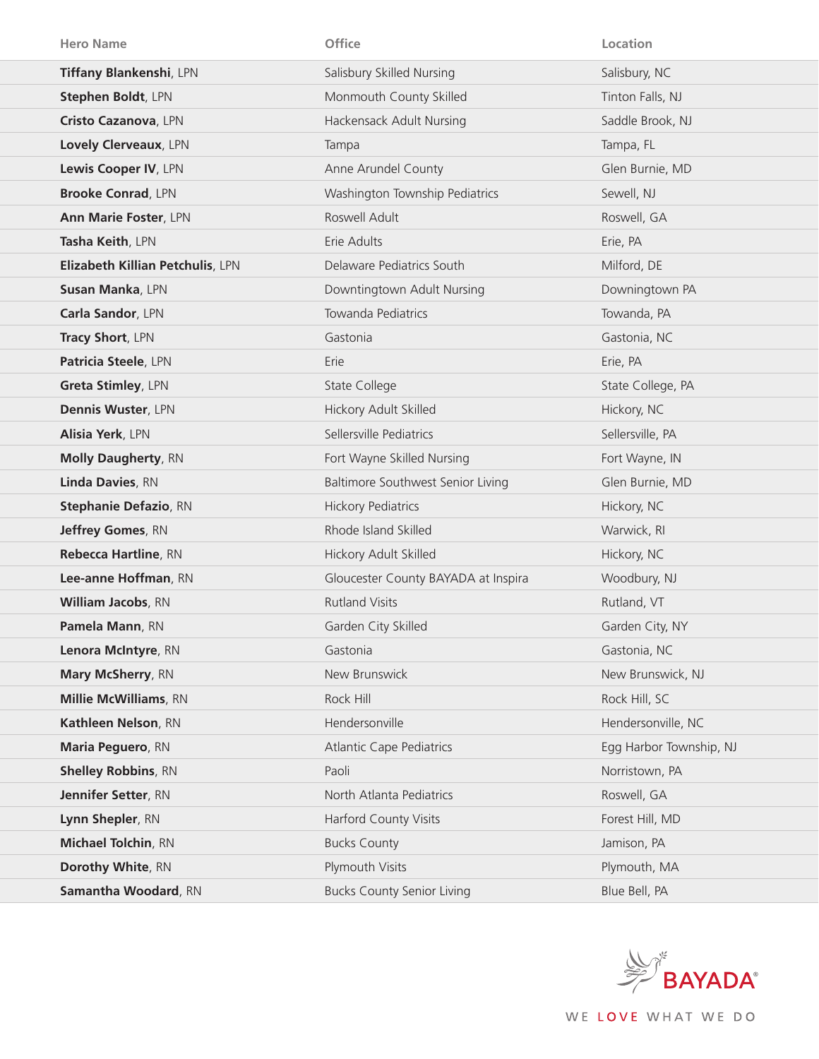| Hero Name | Office | Location |
|---|---|---|
| **Tiffany Blankenshi**, LPN | Salisbury Skilled Nursing | Salisbury, NC |
| **Stephen Boldt**, LPN | Monmouth County Skilled | Tinton Falls, NJ |
| **Cristo Cazanova**, LPN | Hackensack Adult Nursing | Saddle Brook, NJ |
| **Lovely Clerveaux**, LPN | Tampa | Tampa, FL |
| **Lewis Cooper IV**, LPN | Anne Arundel County | Glen Burnie, MD |
| **Brooke Conrad**, LPN | Washington Township Pediatrics | Sewell, NJ |
| **Ann Marie Foster**, LPN | Roswell Adult | Roswell, GA |
| **Tasha Keith**, LPN | Erie Adults | Erie, PA |
| **Elizabeth Killian Petchulis**, LPN | Delaware Pediatrics South | Milford, DE |
| **Susan Manka**, LPN | Downtingtown Adult Nursing | Downingtown PA |
| **Carla Sandor**, LPN | Towanda Pediatrics | Towanda, PA |
| **Tracy Short**, LPN | Gastonia | Gastonia, NC |
| **Patricia Steele**, LPN | Erie | Erie, PA |
| **Greta Stimley**, LPN | State College | State College, PA |
| **Dennis Wuster**, LPN | Hickory Adult Skilled | Hickory, NC |
| **Alisia Yerk**, LPN | Sellersville Pediatrics | Sellersville, PA |
| **Molly Daugherty**, RN | Fort Wayne Skilled Nursing | Fort Wayne, IN |
| **Linda Davies**, RN | Baltimore Southwest Senior Living | Glen Burnie, MD |
| **Stephanie Defazio**, RN | Hickory Pediatrics | Hickory, NC |
| **Jeffrey Gomes**, RN | Rhode Island Skilled | Warwick, RI |
| **Rebecca Hartline**, RN | Hickory Adult Skilled | Hickory, NC |
| **Lee-anne Hoffman**, RN | Gloucester County BAYADA at Inspira | Woodbury, NJ |
| **William Jacobs**, RN | Rutland Visits | Rutland, VT |
| **Pamela Mann**, RN | Garden City Skilled | Garden City, NY |
| **Lenora McIntyre**, RN | Gastonia | Gastonia, NC |
| **Mary McSherry**, RN | New Brunswick | New Brunswick, NJ |
| **Millie McWilliams**, RN | Rock Hill | Rock Hill, SC |
| **Kathleen Nelson**, RN | Hendersonville | Hendersonville, NC |
| **Maria Peguero**, RN | Atlantic Cape Pediatrics | Egg Harbor Township, NJ |
| **Shelley Robbins**, RN | Paoli | Norristown, PA |
| **Jennifer Setter**, RN | North Atlanta Pediatrics | Roswell, GA |
| **Lynn Shepler**, RN | Harford County Visits | Forest Hill, MD |
| **Michael Tolchin**, RN | Bucks County | Jamison, PA |
| **Dorothy White**, RN | Plymouth Visits | Plymouth, MA |
| **Samantha Woodard**, RN | Bucks County Senior Living | Blue Bell, PA |

BAYADA®

WE LOVE WHAT WE DO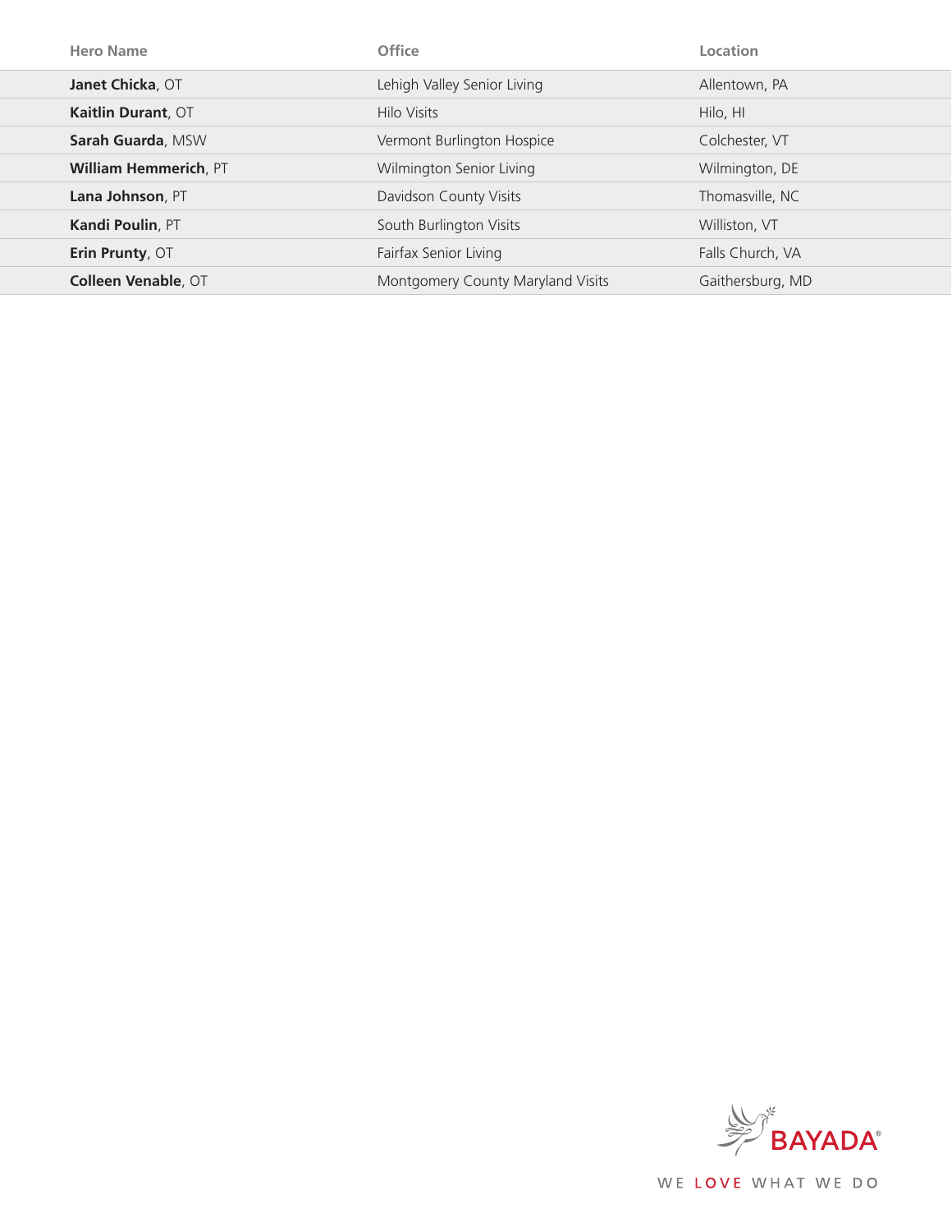| Hero Name | Office | Location |
|---|---|---|
| **Janet Chicka**, OT | Lehigh Valley Senior Living | Allentown, PA |
| **Kaitlin Durant**, OT | Hilo Visits | Hilo, HI |
| **Sarah Guarda**, MSW | Vermont Burlington Hospice | Colchester, VT |
| **William Hemmerich**, PT | Wilmington Senior Living | Wilmington, DE |
| **Lana Johnson**, PT | Davidson County Visits | Thomasville, NC |
| **Kandi Poulin**, PT | South Burlington Visits | Williston, VT |
| **Erin Prunty**, OT | Fairfax Senior Living | Falls Church, VA |
| **Colleen Venable**, OT | Montgomery County Maryland Visits | Gaithersburg, MD |

BAYADA®

WE LOVE WHAT WE DO